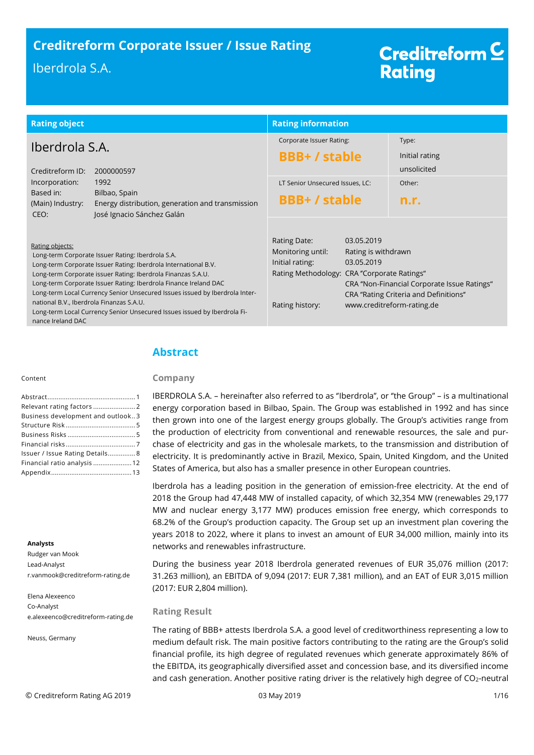# Creditreform Corporate Issuer / Issue Rating

Iberdrola S.A.

Creditreform Rating

| Rating object | Rating information | |
|---|---|---|
| **Iberdrola S.A.** | Corporate Issuer Rating: **BBB+ / stable** | Type: Initial rating unsolicited |
| Creditreform ID: 2000000597<br>Incorporation: 1992<br>Based in: Bilbao, Spain<br>(Main) Industry: Energy distribution, generation and transmission<br>CEO: José Ignacio Sánchez Galán | LT Senior Unsecured Issues, LC: **BBB+ / stable** | Other: **n.r.** |

Rating objects:

- Long-term Corporate Issuer Rating: Iberdrola S.A.
- Long-term Corporate Issuer Rating: Iberdrola International B.V.
- Long-term Corporate issuer Rating: Iberdrola Finanzas S.A.U.
- Long-term Corporate Issuer Rating: Iberdrola Finance Ireland DAC
- Long-term Local Currency Senior Unsecured Issues issued by Iberdrola International B.V., Iberdrola Finanzas S.A.U.
- Long-term Local Currency Senior Unsecured Issues issued by Iberdrola Finance Ireland DAC

| | |
|---|---|
| Rating Date: | 03.05.2019 |
| Monitoring until: | Rating is withdrawn |
| Initial rating: | 03.05.2019 |
| Rating Methodology: | CRA "Corporate Ratings"<br>CRA "Non-Financial Corporate Issue Ratings"<br>CRA "Rating Criteria and Definitions" |
| Rating history: | www.creditreform-rating.de |

Content

- Abstract ... 1
- Relevant rating factors ... 2
- Business development and outlook ... 3
- Structure Risk ... 5
- Business Risks ... 5
- Financial risks ... 7
- Issuer / Issue Rating Details ... 8
- Financial ratio analysis ... 12
- Appendix ... 13

**Analysts**

Rudger van Mook
Lead-Analyst
r.vanmook@creditreform-rating.de

Elena Alexeenco
Co-Analyst
e.alexeenco@creditreform-rating.de

Neuss, Germany

## Abstract

### Company

IBERDROLA S.A. – hereinafter also referred to as "Iberdrola", or "the Group" – is a multinational energy corporation based in Bilbao, Spain. The Group was established in 1992 and has since then grown into one of the largest energy groups globally. The Group's activities range from the production of electricity from conventional and renewable resources, the sale and purchase of electricity and gas in the wholesale markets, to the transmission and distribution of electricity. It is predominantly active in Brazil, Mexico, Spain, United Kingdom, and the United States of America, but also has a smaller presence in other European countries.

Iberdrola has a leading position in the generation of emission-free electricity. At the end of 2018 the Group had 47,448 MW of installed capacity, of which 32,354 MW (renewables 29,177 MW and nuclear energy 3,177 MW) produces emission free energy, which corresponds to 68.2% of the Group's production capacity. The Group set up an investment plan covering the years 2018 to 2022, where it plans to invest an amount of EUR 34,000 million, mainly into its networks and renewables infrastructure.

During the business year 2018 Iberdrola generated revenues of EUR 35,076 million (2017: 31.263 million), an EBITDA of 9,094 (2017: EUR 7,381 million), and an EAT of EUR 3,015 million (2017: EUR 2,804 million).

### Rating Result

The rating of BBB+ attests Iberdrola S.A. a good level of creditworthiness representing a low to medium default risk. The main positive factors contributing to the rating are the Group's solid financial profile, its high degree of regulated revenues which generate approximately 86% of the EBITDA, its geographically diversified asset and concession base, and its diversified income and cash generation. Another positive rating driver is the relatively high degree of $CO_2$-neutral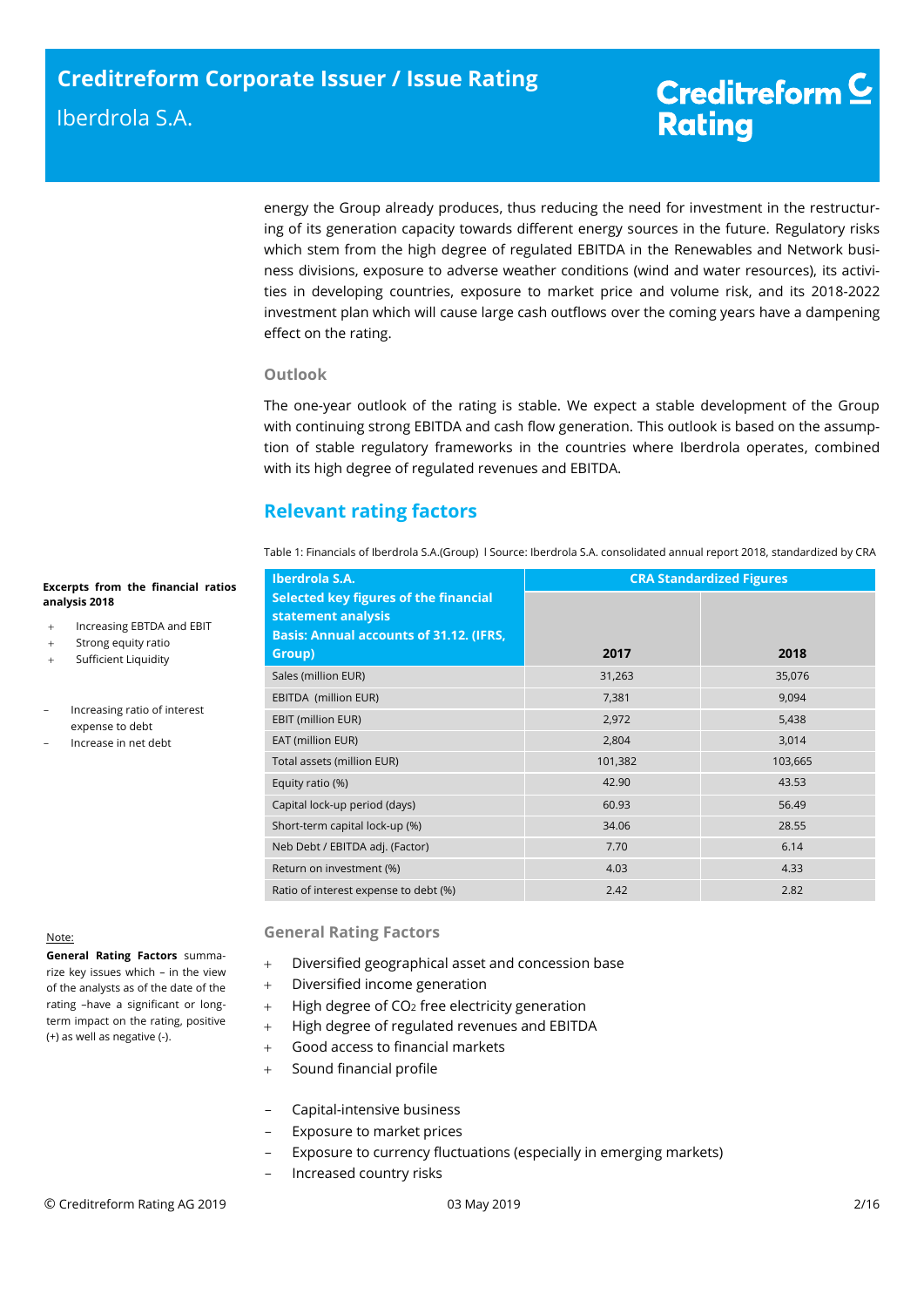energy the Group already produces, thus reducing the need for investment in the restructuring of its generation capacity towards different energy sources in the future. Regulatory risks which stem from the high degree of regulated EBITDA in the Renewables and Network business divisions, exposure to adverse weather conditions (wind and water resources), its activities in developing countries, exposure to market price and volume risk, and its 2018-2022 investment plan which will cause large cash outflows over the coming years have a dampening effect on the rating.

### Outlook

The one-year outlook of the rating is stable. We expect a stable development of the Group with continuing strong EBITDA and cash flow generation. This outlook is based on the assumption of stable regulatory frameworks in the countries where Iberdrola operates, combined with its high degree of regulated revenues and EBITDA.

## Relevant rating factors

**Excerpts from the financial ratios analysis 2018**

+ Increasing EBTDA and EBIT
+ Strong equity ratio
+ Sufficient Liquidity

– Increasing ratio of interest expense to debt
– Increase in net debt

Table 1: Financials of Iberdrola S.A.(Group) I Source: Iberdrola S.A. consolidated annual report 2018, standardized by CRA

| Iberdrola S.A. Selected key figures of the financial statement analysis Basis: Annual accounts of 31.12. (IFRS, Group) | CRA Standardized Figures | |
|---|---|---|
| | 2017 | 2018 |
| Sales (million EUR) | 31,263 | 35,076 |
| EBITDA (million EUR) | 7,381 | 9,094 |
| EBIT (million EUR) | 2,972 | 5,438 |
| EAT (million EUR) | 2,804 | 3,014 |
| Total assets (million EUR) | 101,382 | 103,665 |
| Equity ratio (%) | 42.90 | 43.53 |
| Capital lock-up period (days) | 60.93 | 56.49 |
| Short-term capital lock-up (%) | 34.06 | 28.55 |
| Neb Debt / EBITDA adj. (Factor) | 7.70 | 6.14 |
| Return on investment (%) | 4.03 | 4.33 |
| Ratio of interest expense to debt (%) | 2.42 | 2.82 |

Note:

**General Rating Factors** summarize key issues which – in the view of the analysts as of the date of the rating –have a significant or long-term impact on the rating, positive (+) as well as negative (-).

### General Rating Factors

+ Diversified geographical asset and concession base
+ Diversified income generation
+ High degree of $CO_2$ free electricity generation
+ High degree of regulated revenues and EBITDA
+ Good access to financial markets
+ Sound financial profile

– Capital-intensive business
– Exposure to market prices
– Exposure to currency fluctuations (especially in emerging markets)
– Increased country risks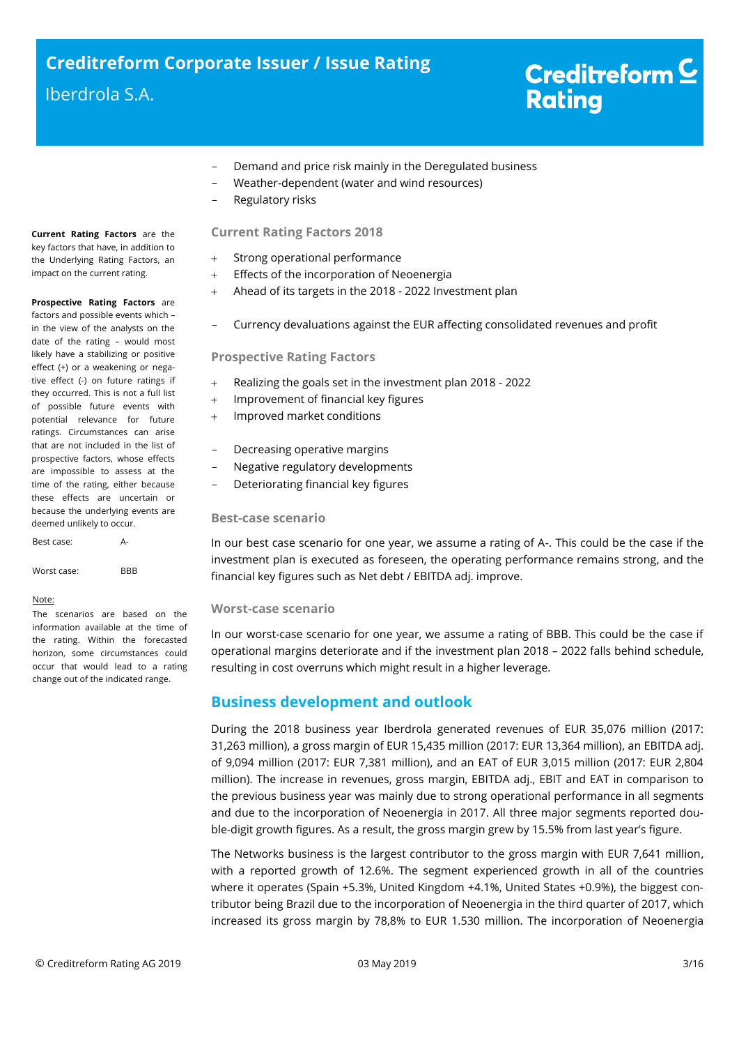- Demand and price risk mainly in the Deregulated business
- Weather-dependent (water and wind resources)
- Regulatory risks

**Current Rating Factors** are the key factors that have, in addition to the Underlying Rating Factors, an impact on the current rating.

### Current Rating Factors 2018

+ Strong operational performance
+ Effects of the incorporation of Neoenergia
+ Ahead of its targets in the 2018 - 2022 Investment plan

- Currency devaluations against the EUR affecting consolidated revenues and profit

**Prospective Rating Factors** are factors and possible events which – in the view of the analysts on the date of the rating – would most likely have a stabilizing or positive effect (+) or a weakening or negative effect (-) on future ratings if they occurred. This is not a full list of possible future events with potential relevance for future ratings. Circumstances can arise that are not included in the list of prospective factors, whose effects are impossible to assess at the time of the rating, either because these effects are uncertain or because the underlying events are deemed unlikely to occur.

### Prospective Rating Factors

+ Realizing the goals set in the investment plan 2018 - 2022
+ Improvement of financial key figures
+ Improved market conditions

- Decreasing operative margins
- Negative regulatory developments
- Deteriorating financial key figures

| | |
|---|---|
| Best case: | A- |
| Worst case: | BBB |

Note:
The scenarios are based on the information available at the time of the rating. Within the forecasted horizon, some circumstances could occur that would lead to a rating change out of the indicated range.

### Best-case scenario

In our best case scenario for one year, we assume a rating of A-. This could be the case if the investment plan is executed as foreseen, the operating performance remains strong, and the financial key figures such as Net debt / EBITDA adj. improve.

### Worst-case scenario

In our worst-case scenario for one year, we assume a rating of BBB. This could be the case if operational margins deteriorate and if the investment plan 2018 – 2022 falls behind schedule, resulting in cost overruns which might result in a higher leverage.

## Business development and outlook

During the 2018 business year Iberdrola generated revenues of EUR 35,076 million (2017: 31,263 million), a gross margin of EUR 15,435 million (2017: EUR 13,364 million), an EBITDA adj. of 9,094 million (2017: EUR 7,381 million), and an EAT of EUR 3,015 million (2017: EUR 2,804 million). The increase in revenues, gross margin, EBITDA adj., EBIT and EAT in comparison to the previous business year was mainly due to strong operational performance in all segments and due to the incorporation of Neoenergia in 2017. All three major segments reported double-digit growth figures. As a result, the gross margin grew by 15.5% from last year's figure.

The Networks business is the largest contributor to the gross margin with EUR 7,641 million, with a reported growth of 12.6%. The segment experienced growth in all of the countries where it operates (Spain +5.3%, United Kingdom +4.1%, United States +0.9%), the biggest contributor being Brazil due to the incorporation of Neoenergia in the third quarter of 2017, which increased its gross margin by 78,8% to EUR 1.530 million. The incorporation of Neoenergia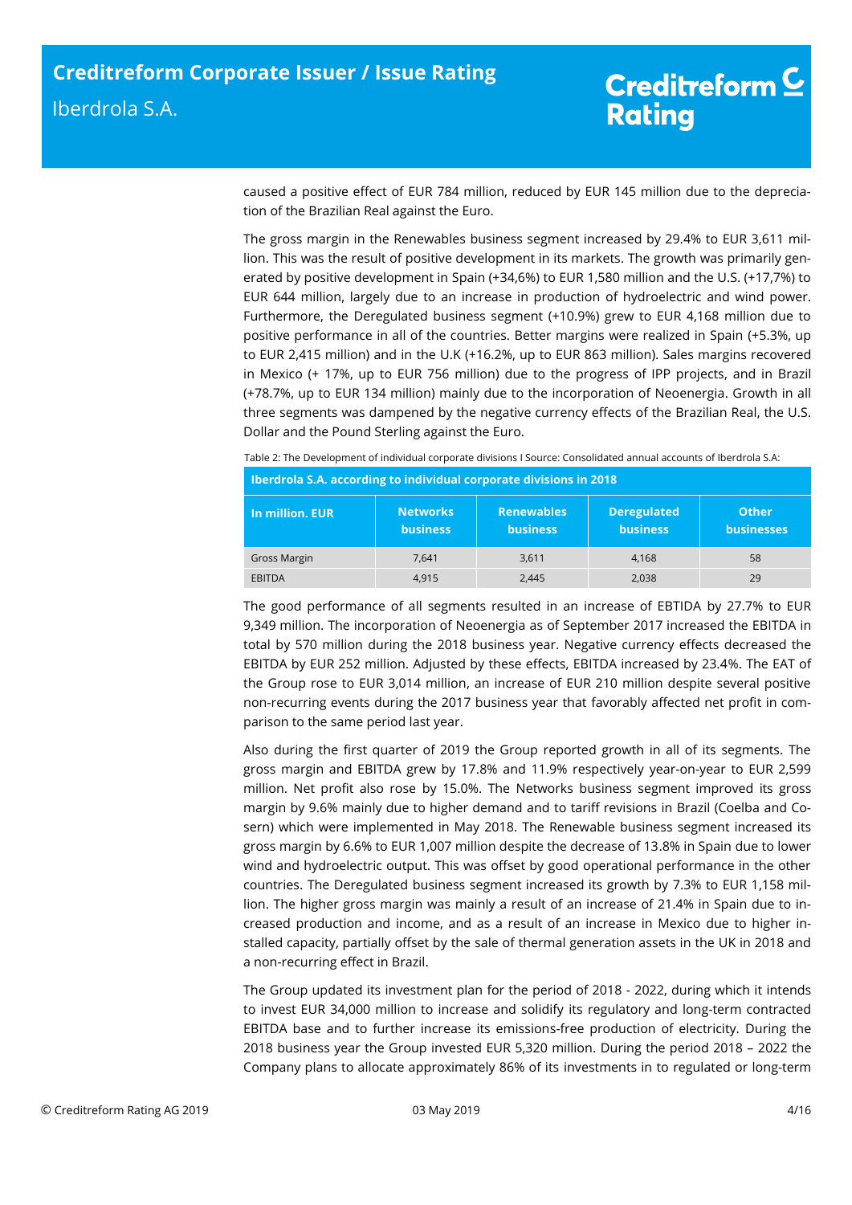caused a positive effect of EUR 784 million, reduced by EUR 145 million due to the depreciation of the Brazilian Real against the Euro.

The gross margin in the Renewables business segment increased by 29.4% to EUR 3,611 million. This was the result of positive development in its markets. The growth was primarily generated by positive development in Spain (+34,6%) to EUR 1,580 million and the U.S. (+17,7%) to EUR 644 million, largely due to an increase in production of hydroelectric and wind power. Furthermore, the Deregulated business segment (+10.9%) grew to EUR 4,168 million due to positive performance in all of the countries. Better margins were realized in Spain (+5.3%, up to EUR 2,415 million) and in the U.K (+16.2%, up to EUR 863 million). Sales margins recovered in Mexico (+ 17%, up to EUR 756 million) due to the progress of IPP projects, and in Brazil (+78.7%, up to EUR 134 million) mainly due to the incorporation of Neoenergia. Growth in all three segments was dampened by the negative currency effects of the Brazilian Real, the U.S. Dollar and the Pound Sterling against the Euro.

Table 2: The Development of individual corporate divisions I Source: Consolidated annual accounts of Iberdrola S.A:

| Iberdrola S.A. according to individual corporate divisions in 2018 | | | | |
|---|---|---|---|---|
| **In million. EUR** | **Networks business** | **Renewables business** | **Deregulated business** | **Other businesses** |
| Gross Margin | 7,641 | 3,611 | 4,168 | 58 |
| EBITDA | 4,915 | 2,445 | 2,038 | 29 |

The good performance of all segments resulted in an increase of EBTIDA by 27.7% to EUR 9,349 million. The incorporation of Neoenergia as of September 2017 increased the EBITDA in total by 570 million during the 2018 business year. Negative currency effects decreased the EBITDA by EUR 252 million. Adjusted by these effects, EBITDA increased by 23.4%. The EAT of the Group rose to EUR 3,014 million, an increase of EUR 210 million despite several positive non-recurring events during the 2017 business year that favorably affected net profit in comparison to the same period last year.

Also during the first quarter of 2019 the Group reported growth in all of its segments. The gross margin and EBITDA grew by 17.8% and 11.9% respectively year-on-year to EUR 2,599 million. Net profit also rose by 15.0%. The Networks business segment improved its gross margin by 9.6% mainly due to higher demand and to tariff revisions in Brazil (Coelba and Cosern) which were implemented in May 2018. The Renewable business segment increased its gross margin by 6.6% to EUR 1,007 million despite the decrease of 13.8% in Spain due to lower wind and hydroelectric output. This was offset by good operational performance in the other countries. The Deregulated business segment increased its growth by 7.3% to EUR 1,158 million. The higher gross margin was mainly a result of an increase of 21.4% in Spain due to increased production and income, and as a result of an increase in Mexico due to higher installed capacity, partially offset by the sale of thermal generation assets in the UK in 2018 and a non-recurring effect in Brazil.

The Group updated its investment plan for the period of 2018 - 2022, during which it intends to invest EUR 34,000 million to increase and solidify its regulatory and long-term contracted EBITDA base and to further increase its emissions-free production of electricity. During the 2018 business year the Group invested EUR 5,320 million. During the period 2018 – 2022 the Company plans to allocate approximately 86% of its investments in to regulated or long-term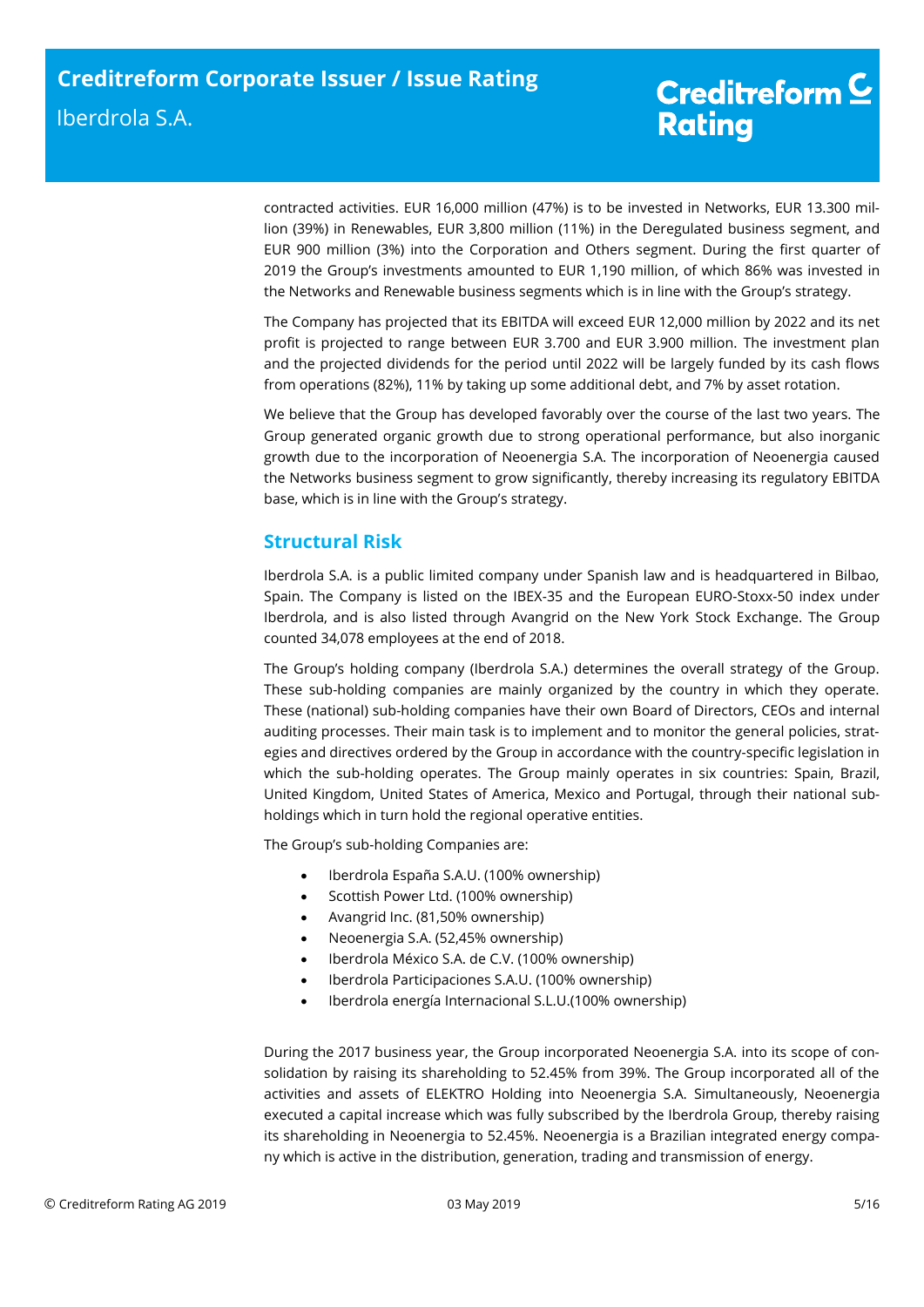contracted activities. EUR 16,000 million (47%) is to be invested in Networks, EUR 13.300 million (39%) in Renewables, EUR 3,800 million (11%) in the Deregulated business segment, and EUR 900 million (3%) into the Corporation and Others segment. During the first quarter of 2019 the Group's investments amounted to EUR 1,190 million, of which 86% was invested in the Networks and Renewable business segments which is in line with the Group's strategy.

The Company has projected that its EBITDA will exceed EUR 12,000 million by 2022 and its net profit is projected to range between EUR 3.700 and EUR 3.900 million. The investment plan and the projected dividends for the period until 2022 will be largely funded by its cash flows from operations (82%), 11% by taking up some additional debt, and 7% by asset rotation.

We believe that the Group has developed favorably over the course of the last two years. The Group generated organic growth due to strong operational performance, but also inorganic growth due to the incorporation of Neoenergia S.A. The incorporation of Neoenergia caused the Networks business segment to grow significantly, thereby increasing its regulatory EBITDA base, which is in line with the Group's strategy.

## Structural Risk

Iberdrola S.A. is a public limited company under Spanish law and is headquartered in Bilbao, Spain. The Company is listed on the IBEX-35 and the European EURO-Stoxx-50 index under Iberdrola, and is also listed through Avangrid on the New York Stock Exchange. The Group counted 34,078 employees at the end of 2018.

The Group's holding company (Iberdrola S.A.) determines the overall strategy of the Group. These sub-holding companies are mainly organized by the country in which they operate. These (national) sub-holding companies have their own Board of Directors, CEOs and internal auditing processes. Their main task is to implement and to monitor the general policies, strategies and directives ordered by the Group in accordance with the country-specific legislation in which the sub-holding operates. The Group mainly operates in six countries: Spain, Brazil, United Kingdom, United States of America, Mexico and Portugal, through their national sub-holdings which in turn hold the regional operative entities.

The Group's sub-holding Companies are:

- Iberdrola España S.A.U. (100% ownership)
- Scottish Power Ltd. (100% ownership)
- Avangrid Inc. (81,50% ownership)
- Neoenergia S.A. (52,45% ownership)
- Iberdrola México S.A. de C.V. (100% ownership)
- Iberdrola Participaciones S.A.U. (100% ownership)
- Iberdrola energía Internacional S.L.U.(100% ownership)

During the 2017 business year, the Group incorporated Neoenergia S.A. into its scope of consolidation by raising its shareholding to 52.45% from 39%. The Group incorporated all of the activities and assets of ELEKTRO Holding into Neoenergia S.A. Simultaneously, Neoenergia executed a capital increase which was fully subscribed by the Iberdrola Group, thereby raising its shareholding in Neoenergia to 52.45%. Neoenergia is a Brazilian integrated energy company which is active in the distribution, generation, trading and transmission of energy.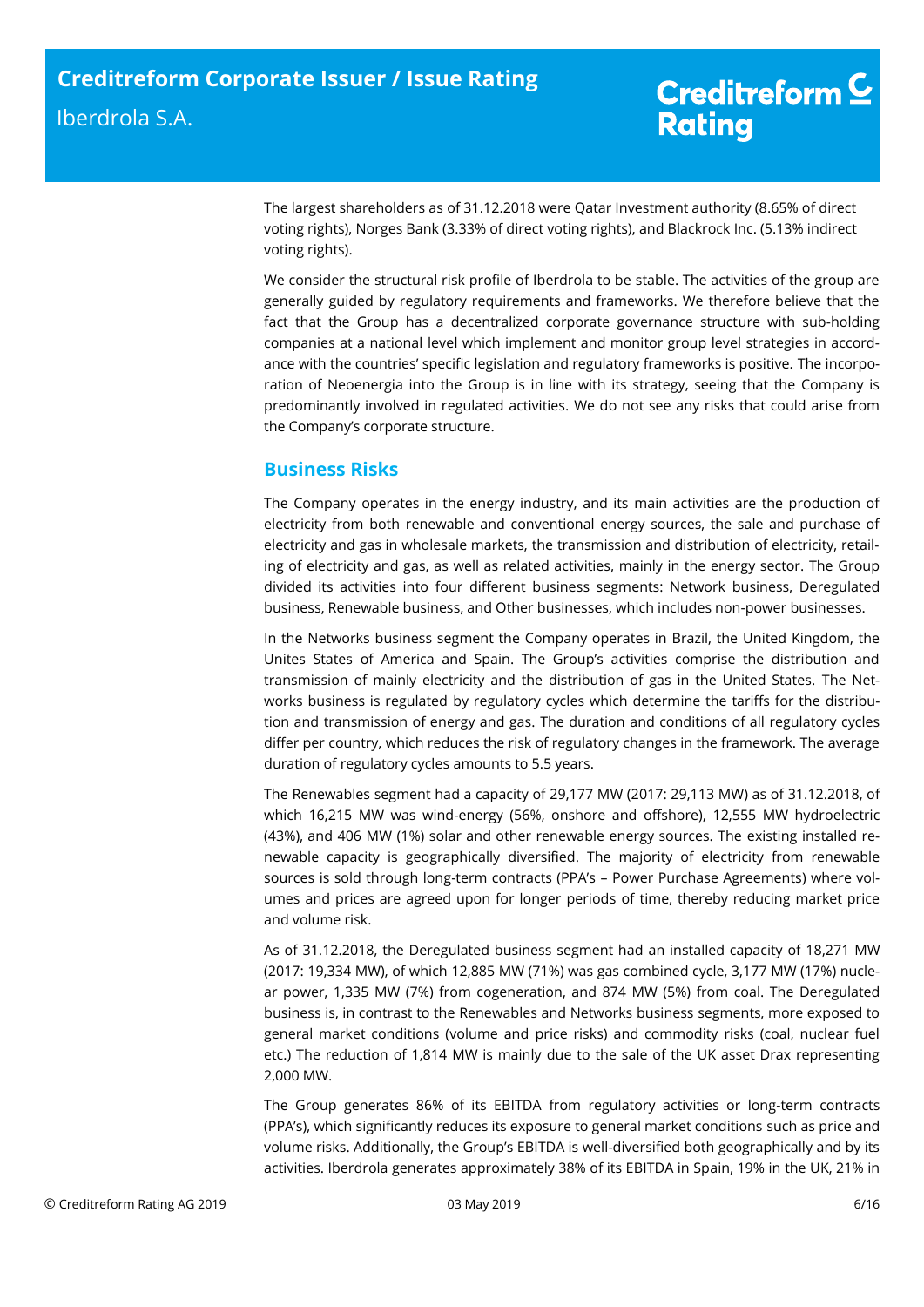The largest shareholders as of 31.12.2018 were Qatar Investment authority (8.65% of direct voting rights), Norges Bank (3.33% of direct voting rights), and Blackrock Inc. (5.13% indirect voting rights).

We consider the structural risk profile of Iberdrola to be stable. The activities of the group are generally guided by regulatory requirements and frameworks. We therefore believe that the fact that the Group has a decentralized corporate governance structure with sub-holding companies at a national level which implement and monitor group level strategies in accordance with the countries' specific legislation and regulatory frameworks is positive. The incorporation of Neoenergia into the Group is in line with its strategy, seeing that the Company is predominantly involved in regulated activities. We do not see any risks that could arise from the Company's corporate structure.

## Business Risks

The Company operates in the energy industry, and its main activities are the production of electricity from both renewable and conventional energy sources, the sale and purchase of electricity and gas in wholesale markets, the transmission and distribution of electricity, retailing of electricity and gas, as well as related activities, mainly in the energy sector. The Group divided its activities into four different business segments: Network business, Deregulated business, Renewable business, and Other businesses, which includes non-power businesses.

In the Networks business segment the Company operates in Brazil, the United Kingdom, the Unites States of America and Spain. The Group's activities comprise the distribution and transmission of mainly electricity and the distribution of gas in the United States. The Networks business is regulated by regulatory cycles which determine the tariffs for the distribution and transmission of energy and gas. The duration and conditions of all regulatory cycles differ per country, which reduces the risk of regulatory changes in the framework. The average duration of regulatory cycles amounts to 5.5 years.

The Renewables segment had a capacity of 29,177 MW (2017: 29,113 MW) as of 31.12.2018, of which 16,215 MW was wind-energy (56%, onshore and offshore), 12,555 MW hydroelectric (43%), and 406 MW (1%) solar and other renewable energy sources. The existing installed renewable capacity is geographically diversified. The majority of electricity from renewable sources is sold through long-term contracts (PPA's – Power Purchase Agreements) where volumes and prices are agreed upon for longer periods of time, thereby reducing market price and volume risk.

As of 31.12.2018, the Deregulated business segment had an installed capacity of 18,271 MW (2017: 19,334 MW), of which 12,885 MW (71%) was gas combined cycle, 3,177 MW (17%) nuclear power, 1,335 MW (7%) from cogeneration, and 874 MW (5%) from coal. The Deregulated business is, in contrast to the Renewables and Networks business segments, more exposed to general market conditions (volume and price risks) and commodity risks (coal, nuclear fuel etc.) The reduction of 1,814 MW is mainly due to the sale of the UK asset Drax representing 2,000 MW.

The Group generates 86% of its EBITDA from regulatory activities or long-term contracts (PPA's), which significantly reduces its exposure to general market conditions such as price and volume risks. Additionally, the Group's EBITDA is well-diversified both geographically and by its activities. Iberdrola generates approximately 38% of its EBITDA in Spain, 19% in the UK, 21% in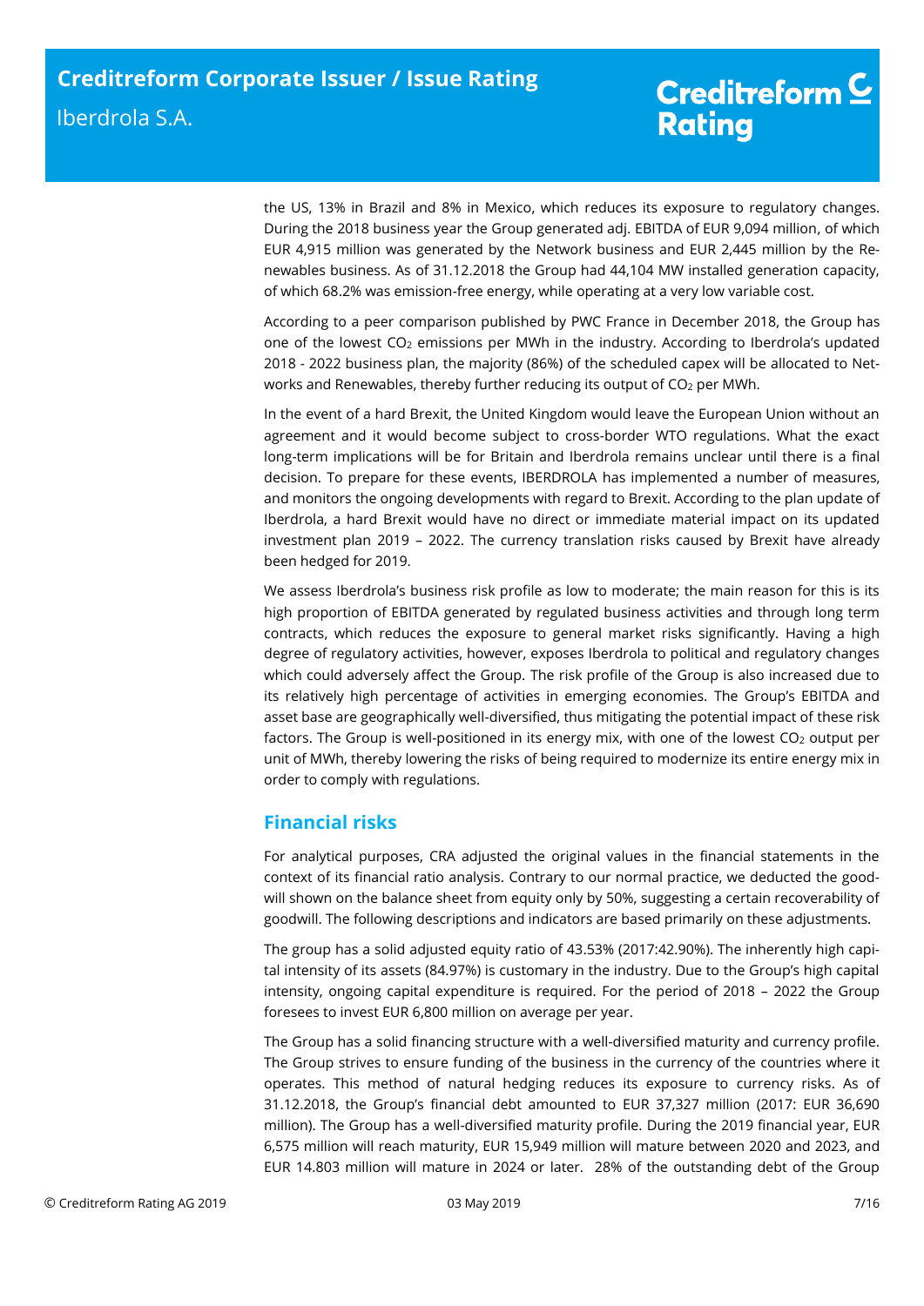the US, 13% in Brazil and 8% in Mexico, which reduces its exposure to regulatory changes. During the 2018 business year the Group generated adj. EBITDA of EUR 9,094 million, of which EUR 4,915 million was generated by the Network business and EUR 2,445 million by the Renewables business. As of 31.12.2018 the Group had 44,104 MW installed generation capacity, of which 68.2% was emission-free energy, while operating at a very low variable cost.

According to a peer comparison published by PWC France in December 2018, the Group has one of the lowest $CO_2$ emissions per MWh in the industry. According to Iberdrola's updated 2018 - 2022 business plan, the majority (86%) of the scheduled capex will be allocated to Networks and Renewables, thereby further reducing its output of $CO_2$ per MWh.

In the event of a hard Brexit, the United Kingdom would leave the European Union without an agreement and it would become subject to cross-border WTO regulations. What the exact long-term implications will be for Britain and Iberdrola remains unclear until there is a final decision. To prepare for these events, IBERDROLA has implemented a number of measures, and monitors the ongoing developments with regard to Brexit. According to the plan update of Iberdrola, a hard Brexit would have no direct or immediate material impact on its updated investment plan 2019 – 2022. The currency translation risks caused by Brexit have already been hedged for 2019.

We assess Iberdrola's business risk profile as low to moderate; the main reason for this is its high proportion of EBITDA generated by regulated business activities and through long term contracts, which reduces the exposure to general market risks significantly. Having a high degree of regulatory activities, however, exposes Iberdrola to political and regulatory changes which could adversely affect the Group. The risk profile of the Group is also increased due to its relatively high percentage of activities in emerging economies. The Group's EBITDA and asset base are geographically well-diversified, thus mitigating the potential impact of these risk factors. The Group is well-positioned in its energy mix, with one of the lowest $CO_2$ output per unit of MWh, thereby lowering the risks of being required to modernize its entire energy mix in order to comply with regulations.

## Financial risks

For analytical purposes, CRA adjusted the original values in the financial statements in the context of its financial ratio analysis. Contrary to our normal practice, we deducted the goodwill shown on the balance sheet from equity only by 50%, suggesting a certain recoverability of goodwill. The following descriptions and indicators are based primarily on these adjustments.

The group has a solid adjusted equity ratio of 43.53% (2017:42.90%). The inherently high capital intensity of its assets (84.97%) is customary in the industry. Due to the Group's high capital intensity, ongoing capital expenditure is required. For the period of 2018 – 2022 the Group foresees to invest EUR 6,800 million on average per year.

The Group has a solid financing structure with a well-diversified maturity and currency profile. The Group strives to ensure funding of the business in the currency of the countries where it operates. This method of natural hedging reduces its exposure to currency risks. As of 31.12.2018, the Group's financial debt amounted to EUR 37,327 million (2017: EUR 36,690 million). The Group has a well-diversified maturity profile. During the 2019 financial year, EUR 6,575 million will reach maturity, EUR 15,949 million will mature between 2020 and 2023, and EUR 14.803 million will mature in 2024 or later. 28% of the outstanding debt of the Group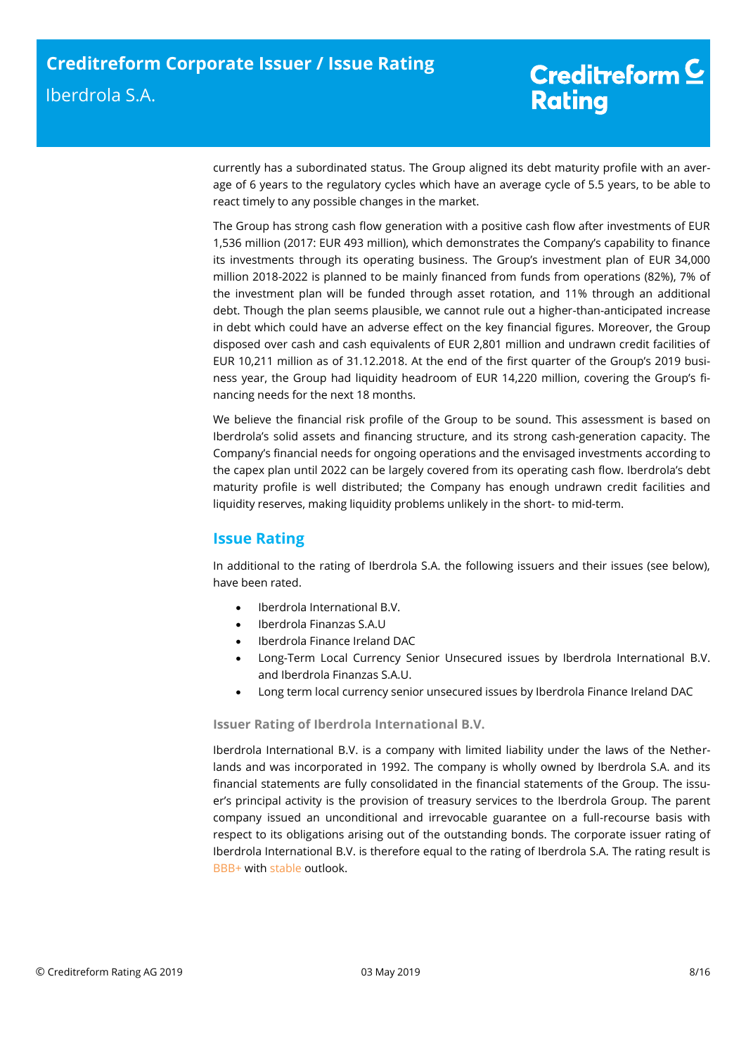currently has a subordinated status. The Group aligned its debt maturity profile with an average of 6 years to the regulatory cycles which have an average cycle of 5.5 years, to be able to react timely to any possible changes in the market.

The Group has strong cash flow generation with a positive cash flow after investments of EUR 1,536 million (2017: EUR 493 million), which demonstrates the Company's capability to finance its investments through its operating business. The Group's investment plan of EUR 34,000 million 2018-2022 is planned to be mainly financed from funds from operations (82%), 7% of the investment plan will be funded through asset rotation, and 11% through an additional debt. Though the plan seems plausible, we cannot rule out a higher-than-anticipated increase in debt which could have an adverse effect on the key financial figures. Moreover, the Group disposed over cash and cash equivalents of EUR 2,801 million and undrawn credit facilities of EUR 10,211 million as of 31.12.2018. At the end of the first quarter of the Group's 2019 business year, the Group had liquidity headroom of EUR 14,220 million, covering the Group's financing needs for the next 18 months.

We believe the financial risk profile of the Group to be sound. This assessment is based on Iberdrola's solid assets and financing structure, and its strong cash-generation capacity. The Company's financial needs for ongoing operations and the envisaged investments according to the capex plan until 2022 can be largely covered from its operating cash flow. Iberdrola's debt maturity profile is well distributed; the Company has enough undrawn credit facilities and liquidity reserves, making liquidity problems unlikely in the short- to mid-term.

## Issue Rating

In additional to the rating of Iberdrola S.A. the following issuers and their issues (see below), have been rated.

- Iberdrola International B.V.
- Iberdrola Finanzas S.A.U
- Iberdrola Finance Ireland DAC
- Long-Term Local Currency Senior Unsecured issues by Iberdrola International B.V. and Iberdrola Finanzas S.A.U.
- Long term local currency senior unsecured issues by Iberdrola Finance Ireland DAC

### Issuer Rating of Iberdrola International B.V.

Iberdrola International B.V. is a company with limited liability under the laws of the Netherlands and was incorporated in 1992. The company is wholly owned by Iberdrola S.A. and its financial statements are fully consolidated in the financial statements of the Group. The issuer's principal activity is the provision of treasury services to the Iberdrola Group. The parent company issued an unconditional and irrevocable guarantee on a full-recourse basis with respect to its obligations arising out of the outstanding bonds. The corporate issuer rating of Iberdrola International B.V. is therefore equal to the rating of Iberdrola S.A. The rating result is BBB+ with stable outlook.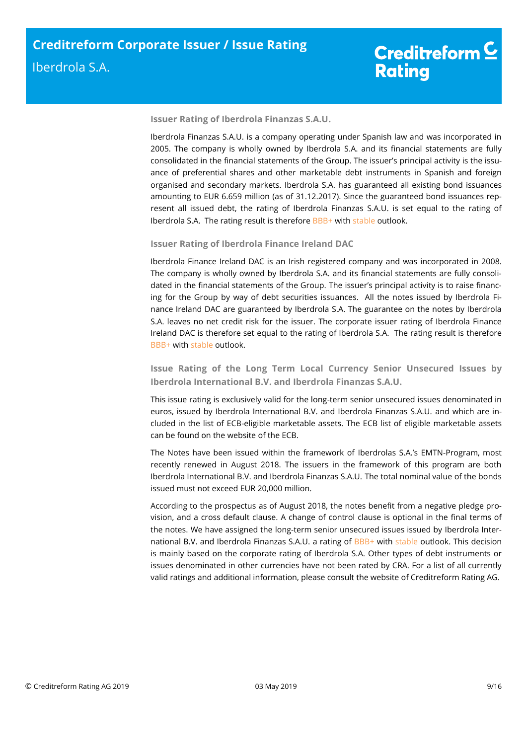### Issuer Rating of Iberdrola Finanzas S.A.U.

Iberdrola Finanzas S.A.U. is a company operating under Spanish law and was incorporated in 2005. The company is wholly owned by Iberdrola S.A. and its financial statements are fully consolidated in the financial statements of the Group. The issuer's principal activity is the issuance of preferential shares and other marketable debt instruments in Spanish and foreign organised and secondary markets. Iberdrola S.A. has guaranteed all existing bond issuances amounting to EUR 6.659 million (as of 31.12.2017). Since the guaranteed bond issuances represent all issued debt, the rating of Iberdrola Finanzas S.A.U. is set equal to the rating of Iberdrola S.A. The rating result is therefore BBB+ with stable outlook.

### Issuer Rating of Iberdrola Finance Ireland DAC

Iberdrola Finance Ireland DAC is an Irish registered company and was incorporated in 2008. The company is wholly owned by Iberdrola S.A. and its financial statements are fully consolidated in the financial statements of the Group. The issuer's principal activity is to raise financing for the Group by way of debt securities issuances. All the notes issued by Iberdrola Finance Ireland DAC are guaranteed by Iberdrola S.A. The guarantee on the notes by Iberdrola S.A. leaves no net credit risk for the issuer. The corporate issuer rating of Iberdrola Finance Ireland DAC is therefore set equal to the rating of Iberdrola S.A. The rating result is therefore BBB+ with stable outlook.

### Issue Rating of the Long Term Local Currency Senior Unsecured Issues by Iberdrola International B.V. and Iberdrola Finanzas S.A.U.

This issue rating is exclusively valid for the long-term senior unsecured issues denominated in euros, issued by Iberdrola International B.V. and Iberdrola Finanzas S.A.U. and which are included in the list of ECB-eligible marketable assets. The ECB list of eligible marketable assets can be found on the website of the ECB.

The Notes have been issued within the framework of Iberdrolas S.A.'s EMTN-Program, most recently renewed in August 2018. The issuers in the framework of this program are both Iberdrola International B.V. and Iberdrola Finanzas S.A.U. The total nominal value of the bonds issued must not exceed EUR 20,000 million.

According to the prospectus as of August 2018, the notes benefit from a negative pledge provision, and a cross default clause. A change of control clause is optional in the final terms of the notes. We have assigned the long-term senior unsecured issues issued by Iberdrola International B.V. and Iberdrola Finanzas S.A.U. a rating of BBB+ with stable outlook. This decision is mainly based on the corporate rating of Iberdrola S.A. Other types of debt instruments or issues denominated in other currencies have not been rated by CRA. For a list of all currently valid ratings and additional information, please consult the website of Creditreform Rating AG.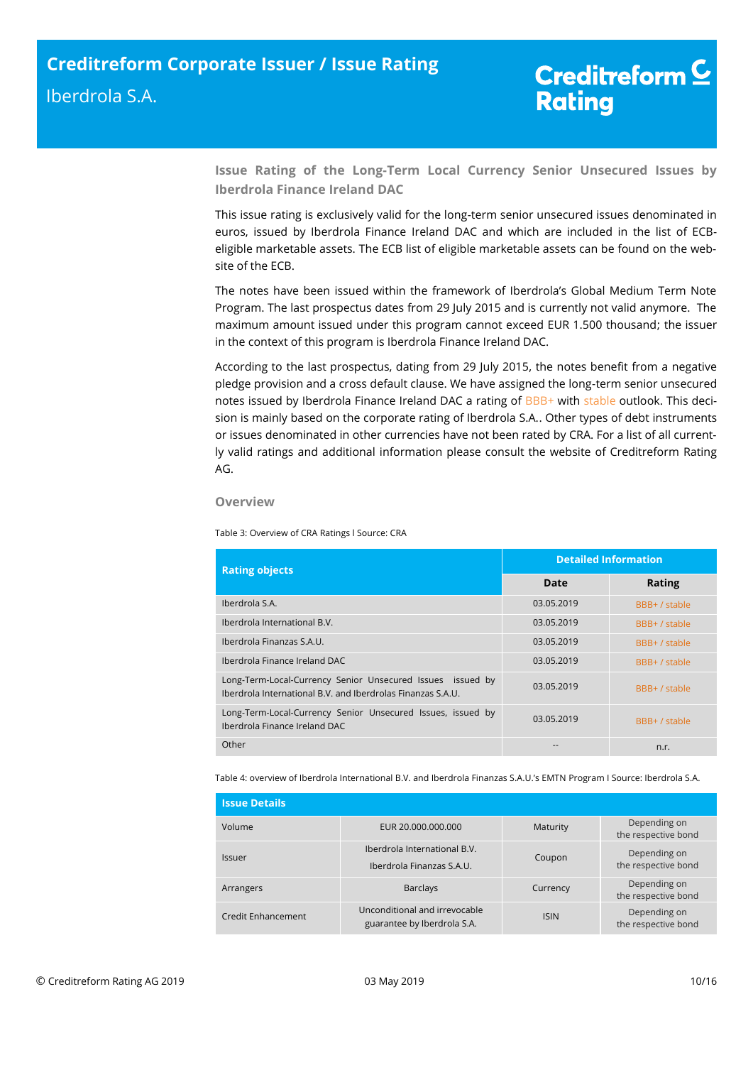### Issue Rating of the Long-Term Local Currency Senior Unsecured Issues by Iberdrola Finance Ireland DAC

This issue rating is exclusively valid for the long-term senior unsecured issues denominated in euros, issued by Iberdrola Finance Ireland DAC and which are included in the list of ECB-eligible marketable assets. The ECB list of eligible marketable assets can be found on the website of the ECB.

The notes have been issued within the framework of Iberdrola's Global Medium Term Note Program. The last prospectus dates from 29 July 2015 and is currently not valid anymore. The maximum amount issued under this program cannot exceed EUR 1.500 thousand; the issuer in the context of this program is Iberdrola Finance Ireland DAC.

According to the last prospectus, dating from 29 July 2015, the notes benefit from a negative pledge provision and a cross default clause. We have assigned the long-term senior unsecured notes issued by Iberdrola Finance Ireland DAC a rating of BBB+ with stable outlook. This decision is mainly based on the corporate rating of Iberdrola S.A.. Other types of debt instruments or issues denominated in other currencies have not been rated by CRA. For a list of all currently valid ratings and additional information please consult the website of Creditreform Rating AG.

### Overview

Table 3: Overview of CRA Ratings l Source: CRA

| Rating objects | Detailed Information | |
|---|---|---|
| | Date | Rating |
| Iberdrola S.A. | 03.05.2019 | BBB+ / stable |
| Iberdrola International B.V. | 03.05.2019 | BBB+ / stable |
| Iberdrola Finanzas S.A.U. | 03.05.2019 | BBB+ / stable |
| Iberdrola Finance Ireland DAC | 03.05.2019 | BBB+ / stable |
| Long-Term-Local-Currency Senior Unsecured Issues issued by Iberdrola International B.V. and Iberdrolas Finanzas S.A.U. | 03.05.2019 | BBB+ / stable |
| Long-Term-Local-Currency Senior Unsecured Issues, issued by Iberdrola Finance Ireland DAC | 03.05.2019 | BBB+ / stable |
| Other | -- | n.r. |

Table 4: overview of Iberdrola International B.V. and Iberdrola Finanzas S.A.U.'s EMTN Program I Source: Iberdrola S.A.

| Issue Details | | | |
|---|---|---|---|
| Volume | EUR 20.000.000.000 | Maturity | Depending on the respective bond |
| Issuer | Iberdrola International B.V. Iberdrola Finanzas S.A.U. | Coupon | Depending on the respective bond |
| Arrangers | Barclays | Currency | Depending on the respective bond |
| Credit Enhancement | Unconditional and irrevocable guarantee by Iberdrola S.A. | ISIN | Depending on the respective bond |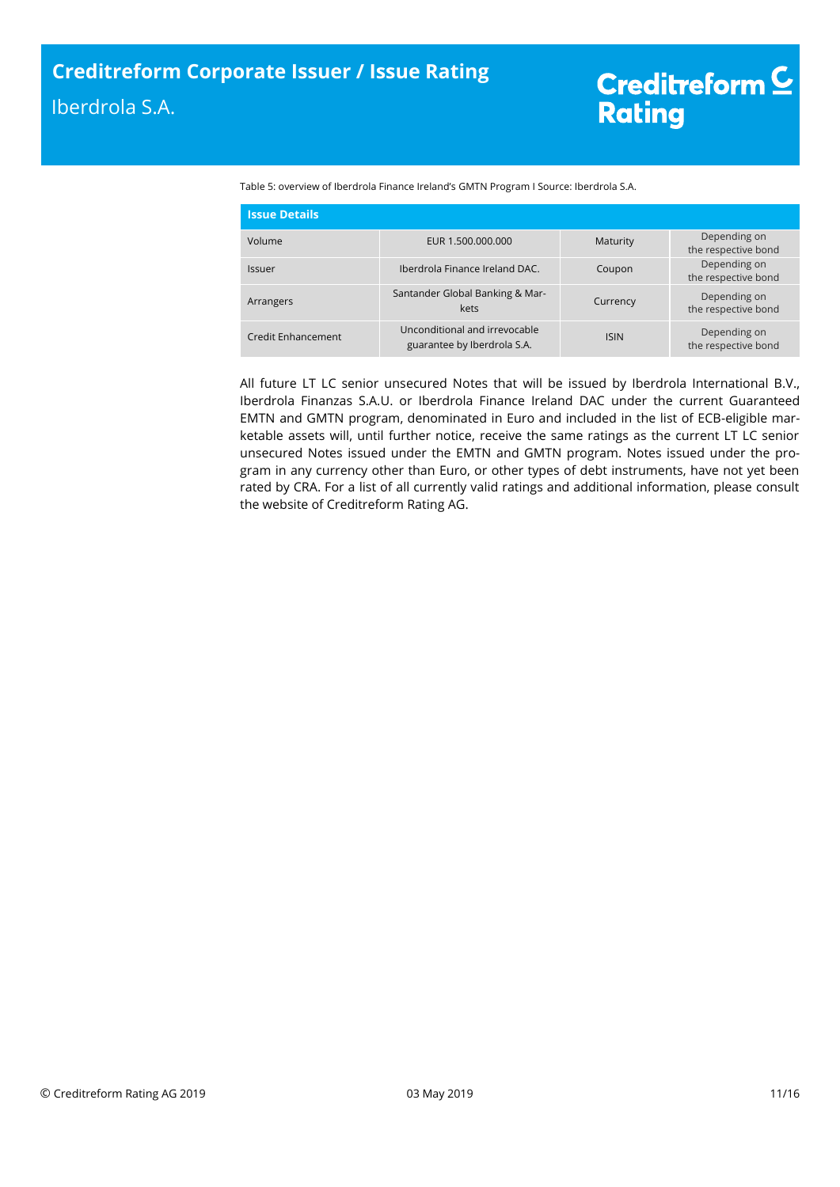Table 5: overview of Iberdrola Finance Ireland's GMTN Program I Source: Iberdrola S.A.

| Issue Details | | | |
|---|---|---|---|
| Volume | EUR 1.500.000.000 | Maturity | Depending on the respective bond |
| Issuer | Iberdrola Finance Ireland DAC. | Coupon | Depending on the respective bond |
| Arrangers | Santander Global Banking & Markets | Currency | Depending on the respective bond |
| Credit Enhancement | Unconditional and irrevocable guarantee by Iberdrola S.A. | ISIN | Depending on the respective bond |

All future LT LC senior unsecured Notes that will be issued by Iberdrola International B.V., Iberdrola Finanzas S.A.U. or Iberdrola Finance Ireland DAC under the current Guaranteed EMTN and GMTN program, denominated in Euro and included in the list of ECB-eligible marketable assets will, until further notice, receive the same ratings as the current LT LC senior unsecured Notes issued under the EMTN and GMTN program. Notes issued under the program in any currency other than Euro, or other types of debt instruments, have not yet been rated by CRA. For a list of all currently valid ratings and additional information, please consult the website of Creditreform Rating AG.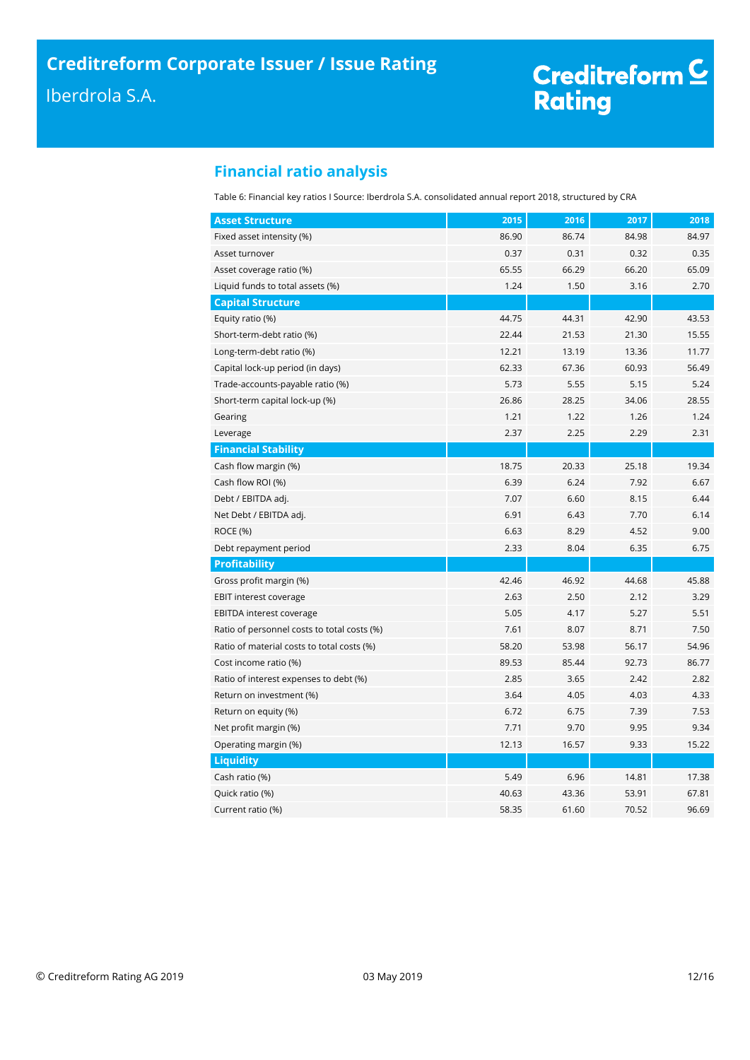## Financial ratio analysis

Table 6: Financial key ratios I Source: Iberdrola S.A. consolidated annual report 2018, structured by CRA

| Asset Structure | 2015 | 2016 | 2017 | 2018 |
|---|---|---|---|---|
| Fixed asset intensity (%) | 86.90 | 86.74 | 84.98 | 84.97 |
| Asset turnover | 0.37 | 0.31 | 0.32 | 0.35 |
| Asset coverage ratio (%) | 65.55 | 66.29 | 66.20 | 65.09 |
| Liquid funds to total assets (%) | 1.24 | 1.50 | 3.16 | 2.70 |
| **Capital Structure** | | | | |
| Equity ratio (%) | 44.75 | 44.31 | 42.90 | 43.53 |
| Short-term-debt ratio (%) | 22.44 | 21.53 | 21.30 | 15.55 |
| Long-term-debt ratio (%) | 12.21 | 13.19 | 13.36 | 11.77 |
| Capital lock-up period (in days) | 62.33 | 67.36 | 60.93 | 56.49 |
| Trade-accounts-payable ratio (%) | 5.73 | 5.55 | 5.15 | 5.24 |
| Short-term capital lock-up (%) | 26.86 | 28.25 | 34.06 | 28.55 |
| Gearing | 1.21 | 1.22 | 1.26 | 1.24 |
| Leverage | 2.37 | 2.25 | 2.29 | 2.31 |
| **Financial Stability** | | | | |
| Cash flow margin (%) | 18.75 | 20.33 | 25.18 | 19.34 |
| Cash flow ROI (%) | 6.39 | 6.24 | 7.92 | 6.67 |
| Debt / EBITDA adj. | 7.07 | 6.60 | 8.15 | 6.44 |
| Net Debt / EBITDA adj. | 6.91 | 6.43 | 7.70 | 6.14 |
| ROCE (%) | 6.63 | 8.29 | 4.52 | 9.00 |
| Debt repayment period | 2.33 | 8.04 | 6.35 | 6.75 |
| **Profitability** | | | | |
| Gross profit margin (%) | 42.46 | 46.92 | 44.68 | 45.88 |
| EBIT interest coverage | 2.63 | 2.50 | 2.12 | 3.29 |
| EBITDA interest coverage | 5.05 | 4.17 | 5.27 | 5.51 |
| Ratio of personnel costs to total costs (%) | 7.61 | 8.07 | 8.71 | 7.50 |
| Ratio of material costs to total costs (%) | 58.20 | 53.98 | 56.17 | 54.96 |
| Cost income ratio (%) | 89.53 | 85.44 | 92.73 | 86.77 |
| Ratio of interest expenses to debt (%) | 2.85 | 3.65 | 2.42 | 2.82 |
| Return on investment (%) | 3.64 | 4.05 | 4.03 | 4.33 |
| Return on equity (%) | 6.72 | 6.75 | 7.39 | 7.53 |
| Net profit margin (%) | 7.71 | 9.70 | 9.95 | 9.34 |
| Operating margin (%) | 12.13 | 16.57 | 9.33 | 15.22 |
| **Liquidity** | | | | |
| Cash ratio (%) | 5.49 | 6.96 | 14.81 | 17.38 |
| Quick ratio (%) | 40.63 | 43.36 | 53.91 | 67.81 |
| Current ratio (%) | 58.35 | 61.60 | 70.52 | 96.69 |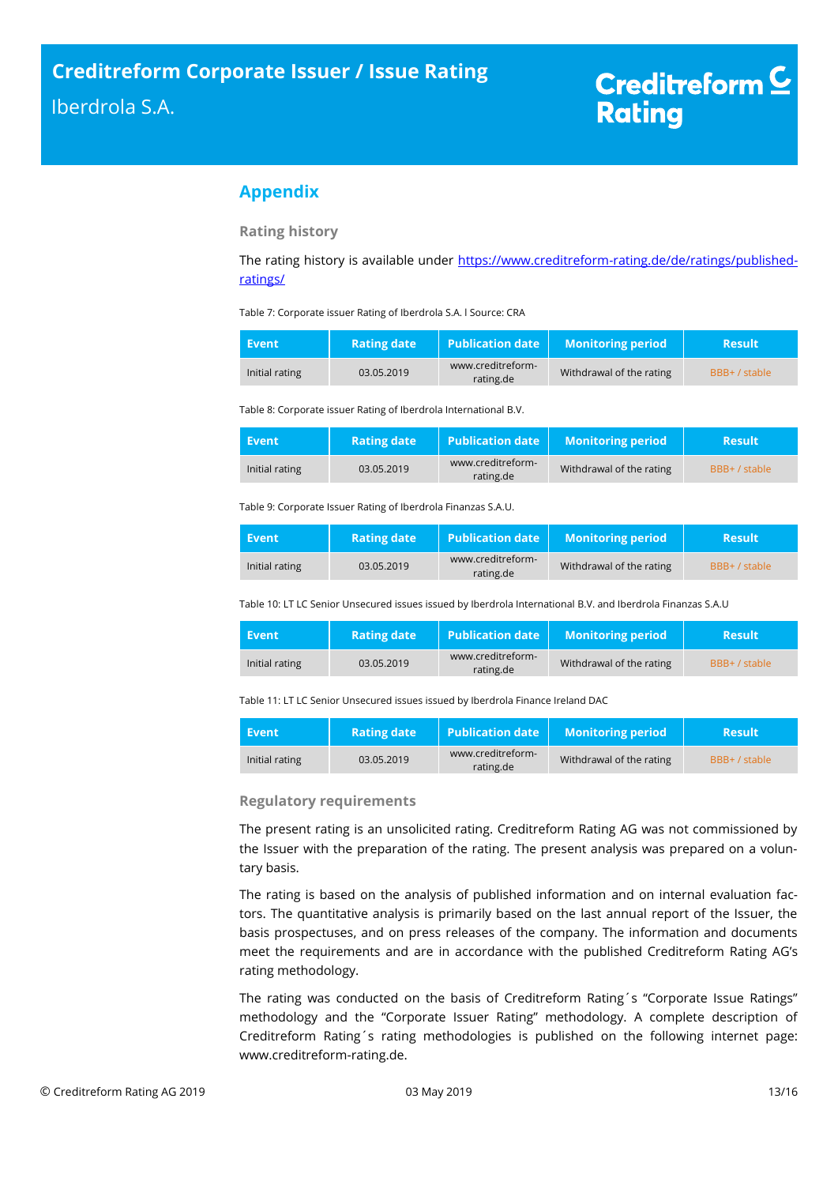## Appendix

### Rating history

The rating history is available under https://www.creditreform-rating.de/de/ratings/published-ratings/

Table 7: Corporate issuer Rating of Iberdrola S.A. l Source: CRA

| Event | Rating date | Publication date | Monitoring period | Result |
|---|---|---|---|---|
| Initial rating | 03.05.2019 | www.creditreform-rating.de | Withdrawal of the rating | BBB+ / stable |

Table 8: Corporate issuer Rating of Iberdrola International B.V.

| Event | Rating date | Publication date | Monitoring period | Result |
|---|---|---|---|---|
| Initial rating | 03.05.2019 | www.creditreform-rating.de | Withdrawal of the rating | BBB+ / stable |

Table 9: Corporate Issuer Rating of Iberdrola Finanzas S.A.U.

| Event | Rating date | Publication date | Monitoring period | Result |
|---|---|---|---|---|
| Initial rating | 03.05.2019 | www.creditreform-rating.de | Withdrawal of the rating | BBB+ / stable |

Table 10: LT LC Senior Unsecured issues issued by Iberdrola International B.V. and Iberdrola Finanzas S.A.U

| Event | Rating date | Publication date | Monitoring period | Result |
|---|---|---|---|---|
| Initial rating | 03.05.2019 | www.creditreform-rating.de | Withdrawal of the rating | BBB+ / stable |

Table 11: LT LC Senior Unsecured issues issued by Iberdrola Finance Ireland DAC

| Event | Rating date | Publication date | Monitoring period | Result |
|---|---|---|---|---|
| Initial rating | 03.05.2019 | www.creditreform-rating.de | Withdrawal of the rating | BBB+ / stable |

### Regulatory requirements

The present rating is an unsolicited rating. Creditreform Rating AG was not commissioned by the Issuer with the preparation of the rating. The present analysis was prepared on a voluntary basis.

The rating is based on the analysis of published information and on internal evaluation factors. The quantitative analysis is primarily based on the last annual report of the Issuer, the basis prospectuses, and on press releases of the company. The information and documents meet the requirements and are in accordance with the published Creditreform Rating AG's rating methodology.

The rating was conducted on the basis of Creditreform Rating´s "Corporate Issue Ratings" methodology and the "Corporate Issuer Rating" methodology. A complete description of Creditreform Rating´s rating methodologies is published on the following internet page: www.creditreform-rating.de.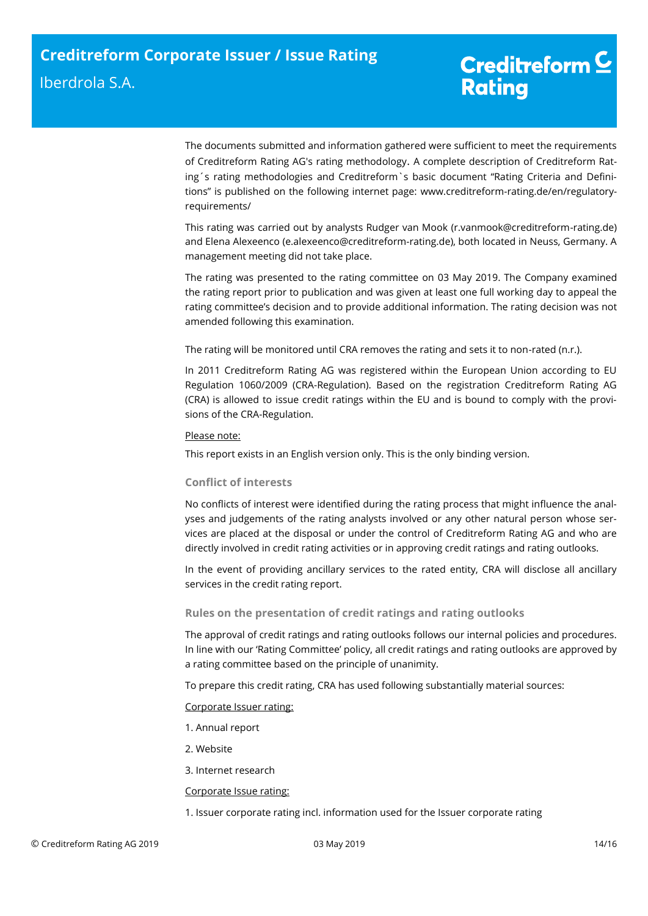The documents submitted and information gathered were sufficient to meet the requirements of Creditreform Rating AG's rating methodology. A complete description of Creditreform Rating´s rating methodologies and Creditreform`s basic document "Rating Criteria and Definitions" is published on the following internet page: www.creditreform-rating.de/en/regulatory-requirements/

This rating was carried out by analysts Rudger van Mook (r.vanmook@creditreform-rating.de) and Elena Alexeenco (e.alexeenco@creditreform-rating.de), both located in Neuss, Germany. A management meeting did not take place.

The rating was presented to the rating committee on 03 May 2019. The Company examined the rating report prior to publication and was given at least one full working day to appeal the rating committee's decision and to provide additional information. The rating decision was not amended following this examination.

The rating will be monitored until CRA removes the rating and sets it to non-rated (n.r.).

In 2011 Creditreform Rating AG was registered within the European Union according to EU Regulation 1060/2009 (CRA-Regulation). Based on the registration Creditreform Rating AG (CRA) is allowed to issue credit ratings within the EU and is bound to comply with the provisions of the CRA-Regulation.

Please note:

This report exists in an English version only. This is the only binding version.

### Conflict of interests

No conflicts of interest were identified during the rating process that might influence the analyses and judgements of the rating analysts involved or any other natural person whose services are placed at the disposal or under the control of Creditreform Rating AG and who are directly involved in credit rating activities or in approving credit ratings and rating outlooks.

In the event of providing ancillary services to the rated entity, CRA will disclose all ancillary services in the credit rating report.

### Rules on the presentation of credit ratings and rating outlooks

The approval of credit ratings and rating outlooks follows our internal policies and procedures. In line with our 'Rating Committee' policy, all credit ratings and rating outlooks are approved by a rating committee based on the principle of unanimity.

To prepare this credit rating, CRA has used following substantially material sources:

Corporate Issuer rating:

1. Annual report
2. Website
3. Internet research

Corporate Issue rating:

1. Issuer corporate rating incl. information used for the Issuer corporate rating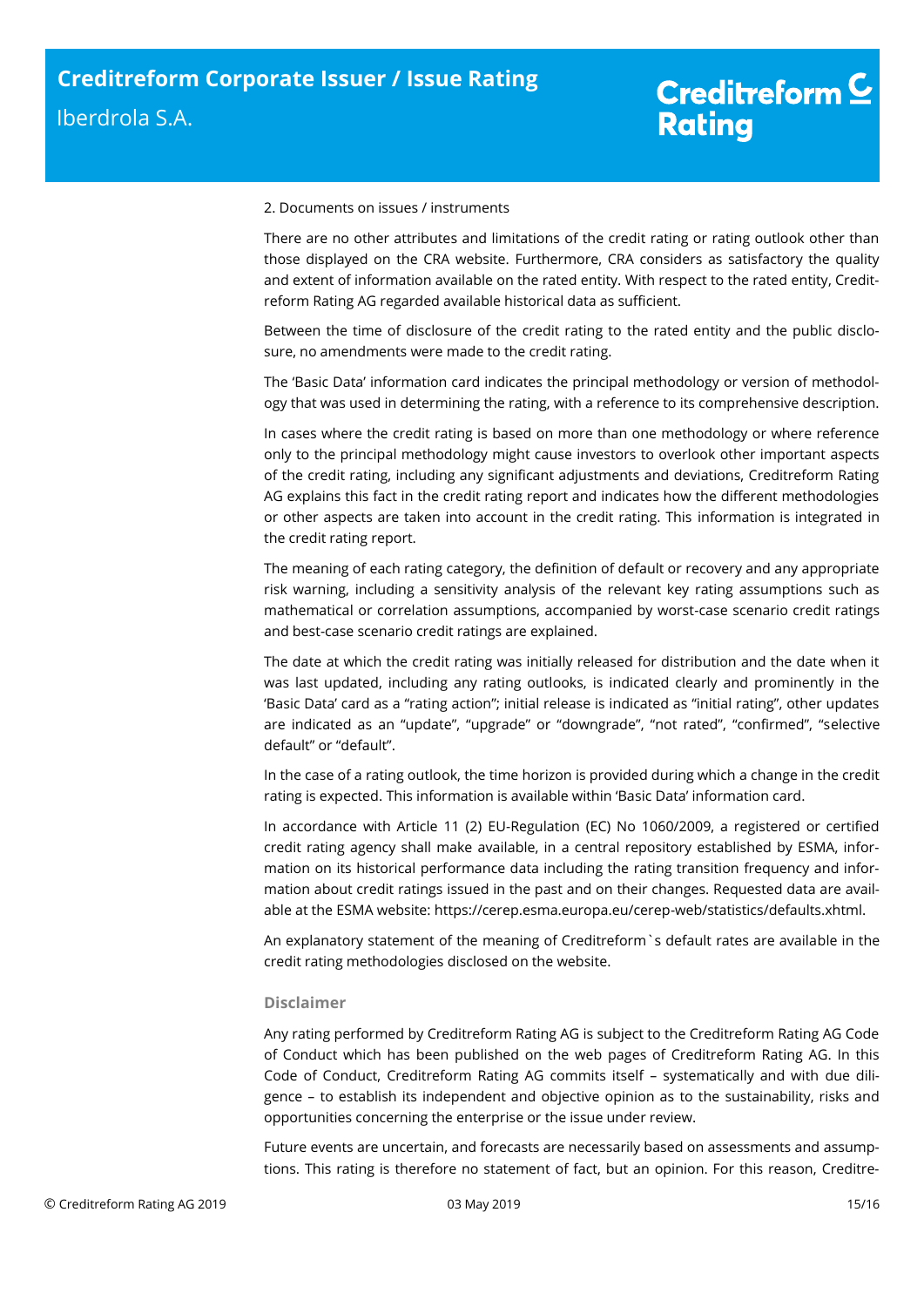2. Documents on issues / instruments

There are no other attributes and limitations of the credit rating or rating outlook other than those displayed on the CRA website. Furthermore, CRA considers as satisfactory the quality and extent of information available on the rated entity. With respect to the rated entity, Creditreform Rating AG regarded available historical data as sufficient.

Between the time of disclosure of the credit rating to the rated entity and the public disclosure, no amendments were made to the credit rating.

The 'Basic Data' information card indicates the principal methodology or version of methodology that was used in determining the rating, with a reference to its comprehensive description.

In cases where the credit rating is based on more than one methodology or where reference only to the principal methodology might cause investors to overlook other important aspects of the credit rating, including any significant adjustments and deviations, Creditreform Rating AG explains this fact in the credit rating report and indicates how the different methodologies or other aspects are taken into account in the credit rating. This information is integrated in the credit rating report.

The meaning of each rating category, the definition of default or recovery and any appropriate risk warning, including a sensitivity analysis of the relevant key rating assumptions such as mathematical or correlation assumptions, accompanied by worst-case scenario credit ratings and best-case scenario credit ratings are explained.

The date at which the credit rating was initially released for distribution and the date when it was last updated, including any rating outlooks, is indicated clearly and prominently in the 'Basic Data' card as a "rating action"; initial release is indicated as "initial rating", other updates are indicated as an "update", "upgrade" or "downgrade", "not rated", "confirmed", "selective default" or "default".

In the case of a rating outlook, the time horizon is provided during which a change in the credit rating is expected. This information is available within 'Basic Data' information card.

In accordance with Article 11 (2) EU-Regulation (EC) No 1060/2009, a registered or certified credit rating agency shall make available, in a central repository established by ESMA, information on its historical performance data including the rating transition frequency and information about credit ratings issued in the past and on their changes. Requested data are available at the ESMA website: https://cerep.esma.europa.eu/cerep-web/statistics/defaults.xhtml.

An explanatory statement of the meaning of Creditreform`s default rates are available in the credit rating methodologies disclosed on the website.

### Disclaimer

Any rating performed by Creditreform Rating AG is subject to the Creditreform Rating AG Code of Conduct which has been published on the web pages of Creditreform Rating AG. In this Code of Conduct, Creditreform Rating AG commits itself – systematically and with due diligence – to establish its independent and objective opinion as to the sustainability, risks and opportunities concerning the enterprise or the issue under review.

Future events are uncertain, and forecasts are necessarily based on assessments and assumptions. This rating is therefore no statement of fact, but an opinion. For this reason, Creditre-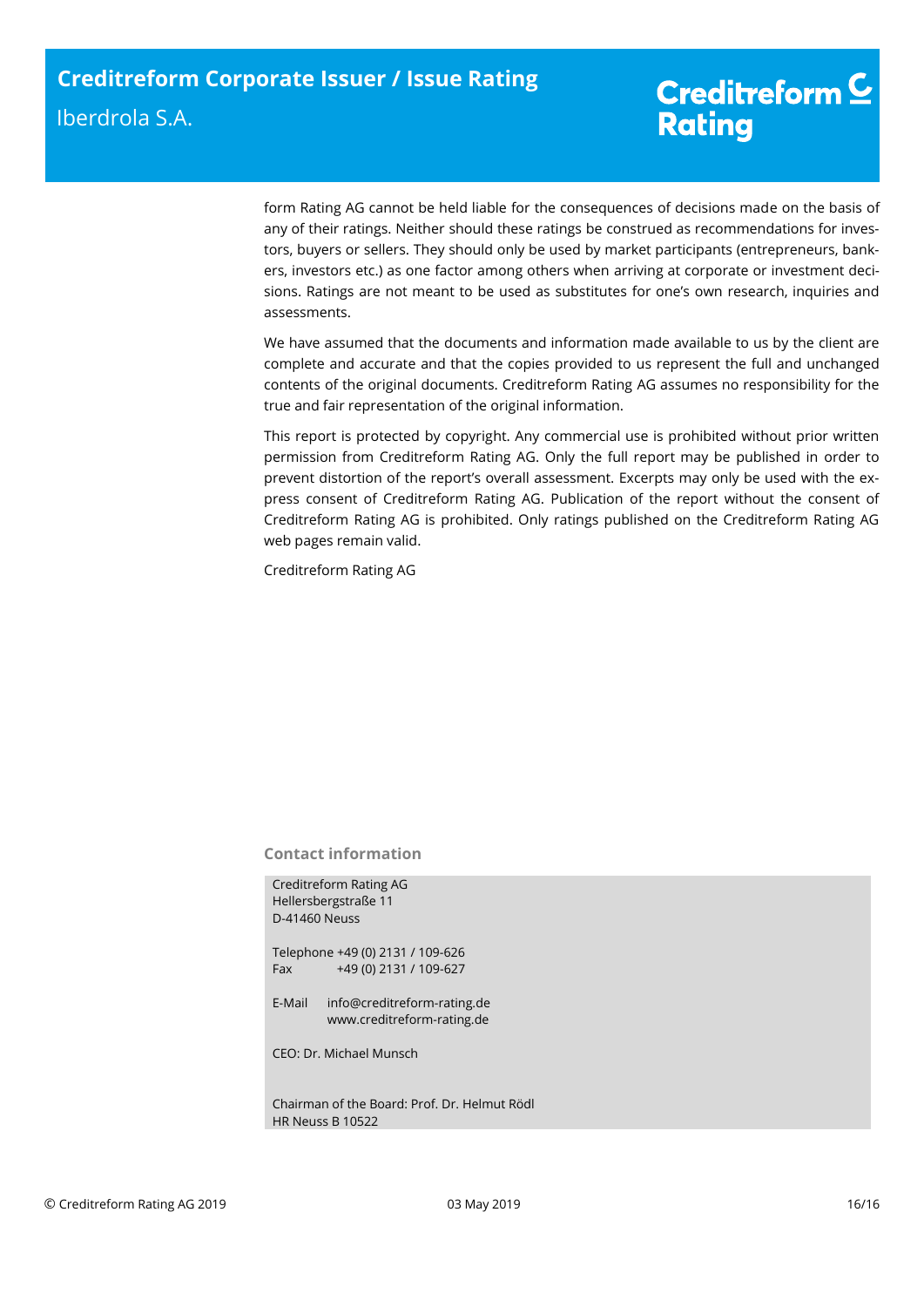form Rating AG cannot be held liable for the consequences of decisions made on the basis of any of their ratings. Neither should these ratings be construed as recommendations for investors, buyers or sellers. They should only be used by market participants (entrepreneurs, bankers, investors etc.) as one factor among others when arriving at corporate or investment decisions. Ratings are not meant to be used as substitutes for one's own research, inquiries and assessments.

We have assumed that the documents and information made available to us by the client are complete and accurate and that the copies provided to us represent the full and unchanged contents of the original documents. Creditreform Rating AG assumes no responsibility for the true and fair representation of the original information.

This report is protected by copyright. Any commercial use is prohibited without prior written permission from Creditreform Rating AG. Only the full report may be published in order to prevent distortion of the report's overall assessment. Excerpts may only be used with the express consent of Creditreform Rating AG. Publication of the report without the consent of Creditreform Rating AG is prohibited. Only ratings published on the Creditreform Rating AG web pages remain valid.

Creditreform Rating AG

### Contact information

Creditreform Rating AG
Hellersbergstraße 11
D-41460 Neuss

Telephone +49 (0) 2131 / 109-626
Fax +49 (0) 2131 / 109-627

E-Mail info@creditreform-rating.de
www.creditreform-rating.de

CEO: Dr. Michael Munsch

Chairman of the Board: Prof. Dr. Helmut Rödl
HR Neuss B 10522